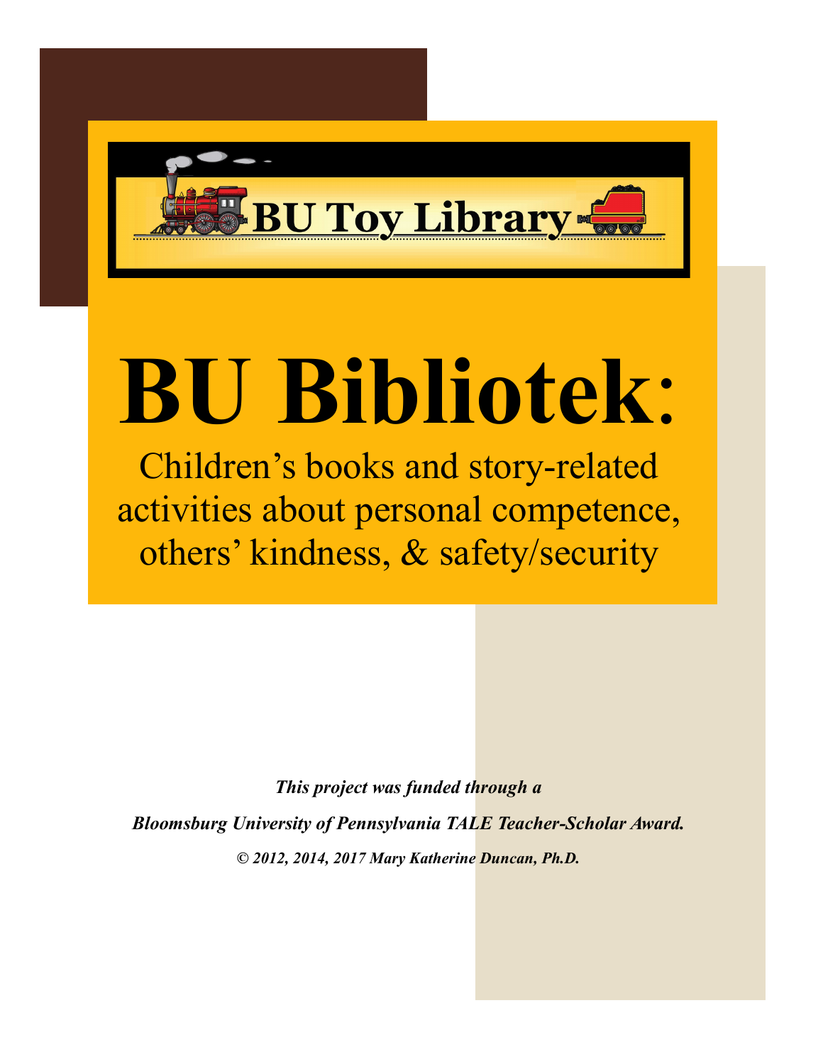BU Toy Library

# BU Bibliotek:

## Children's books and story-related activities about personal competence, others' kindness, & safety/security

***This project was funded through a***

***Bloomsburg University of Pennsylvania TALE Teacher-Scholar Award.***

***© 2012, 2014, 2017 Mary Katherine Duncan, Ph.D.***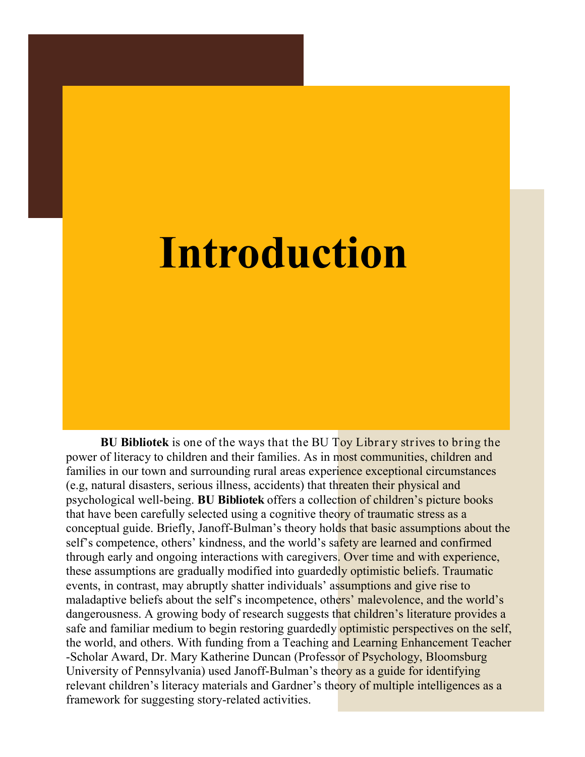# Introduction

**BU Bibliotek** is one of the ways that the BU Toy Library strives to bring the power of literacy to children and their families. As in most communities, children and families in our town and surrounding rural areas experience exceptional circumstances (e.g, natural disasters, serious illness, accidents) that threaten their physical and psychological well-being. **BU Bibliotek** offers a collection of children's picture books that have been carefully selected using a cognitive theory of traumatic stress as a conceptual guide. Briefly, Janoff-Bulman's theory holds that basic assumptions about the self's competence, others' kindness, and the world's safety are learned and confirmed through early and ongoing interactions with caregivers. Over time and with experience, these assumptions are gradually modified into guardedly optimistic beliefs. Traumatic events, in contrast, may abruptly shatter individuals' assumptions and give rise to maladaptive beliefs about the self's incompetence, others' malevolence, and the world's dangerousness. A growing body of research suggests that children's literature provides a safe and familiar medium to begin restoring guardedly optimistic perspectives on the self, the world, and others. With funding from a Teaching and Learning Enhancement Teacher-Scholar Award, Dr. Mary Katherine Duncan (Professor of Psychology, Bloomsburg University of Pennsylvania) used Janoff-Bulman's theory as a guide for identifying relevant children's literacy materials and Gardner's theory of multiple intelligences as a framework for suggesting story-related activities.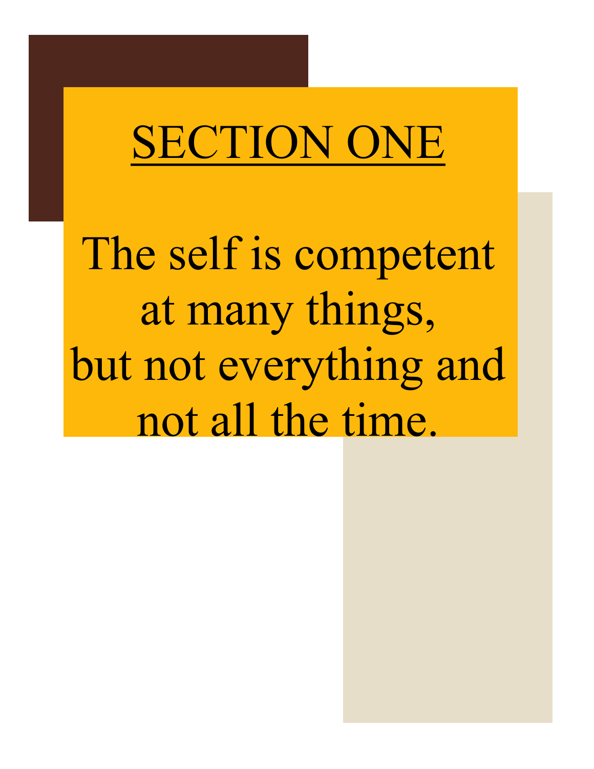# SECTION ONE

The self is competent at many things, but not everything and not all the time.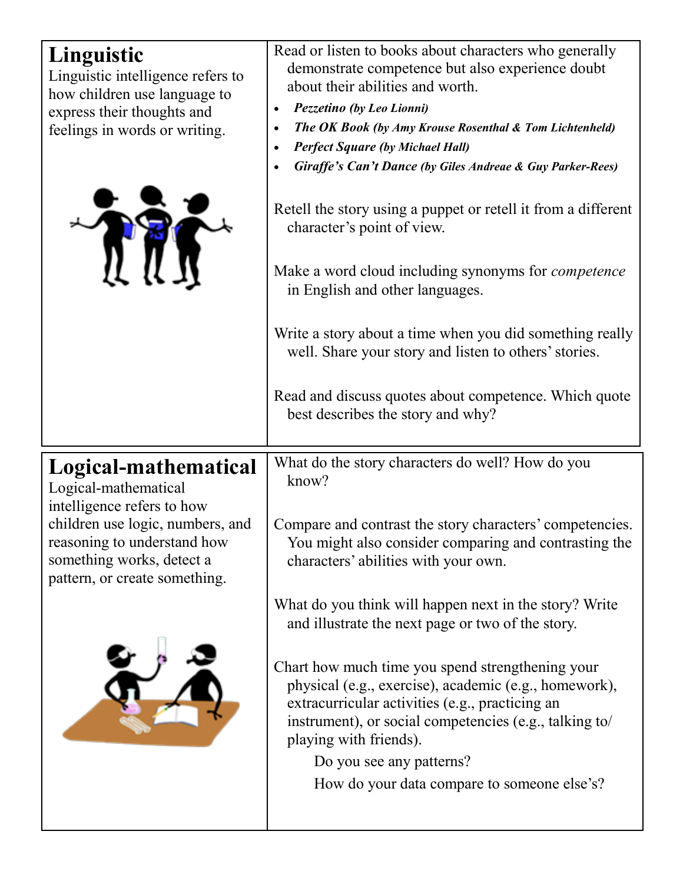| **Linguistic**<br>Linguistic intelligence refers to how children use language to express their thoughts and feelings in words or writing. | Read or listen to books about characters who generally demonstrate competence but also experience doubt about their abilities and worth.<br>• ***Pezzetino (by Leo Lionni)***<br>• ***The OK Book (by Amy Krouse Rosenthal & Tom Lichtenheld)***<br>• ***Perfect Square (by Michael Hall)***<br>• ***Giraffe's Can't Dance (by Giles Andreae & Guy Parker-Rees)***<br><br>Retell the story using a puppet or retell it from a different character's point of view.<br><br>Make a word cloud including synonyms for *competence* in English and other languages.<br><br>Write a story about a time when you did something really well. Share your story and listen to others' stories.<br><br>Read and discuss quotes about competence. Which quote best describes the story and why? |
|---|---|
| **Logical-mathematical**<br>Logical-mathematical intelligence refers to how children use logic, numbers, and reasoning to understand how something works, detect a pattern, or create something. | What do the story characters do well? How do you know?<br><br>Compare and contrast the story characters' competencies. You might also consider comparing and contrasting the characters' abilities with your own.<br><br>What do you think will happen next in the story? Write and illustrate the next page or two of the story.<br><br>Chart how much time you spend strengthening your physical (e.g., exercise), academic (e.g., homework), extracurricular activities (e.g., practicing an instrument), or social competencies (e.g., talking to/playing with friends).<br>Do you see any patterns?<br>How do your data compare to someone else's? |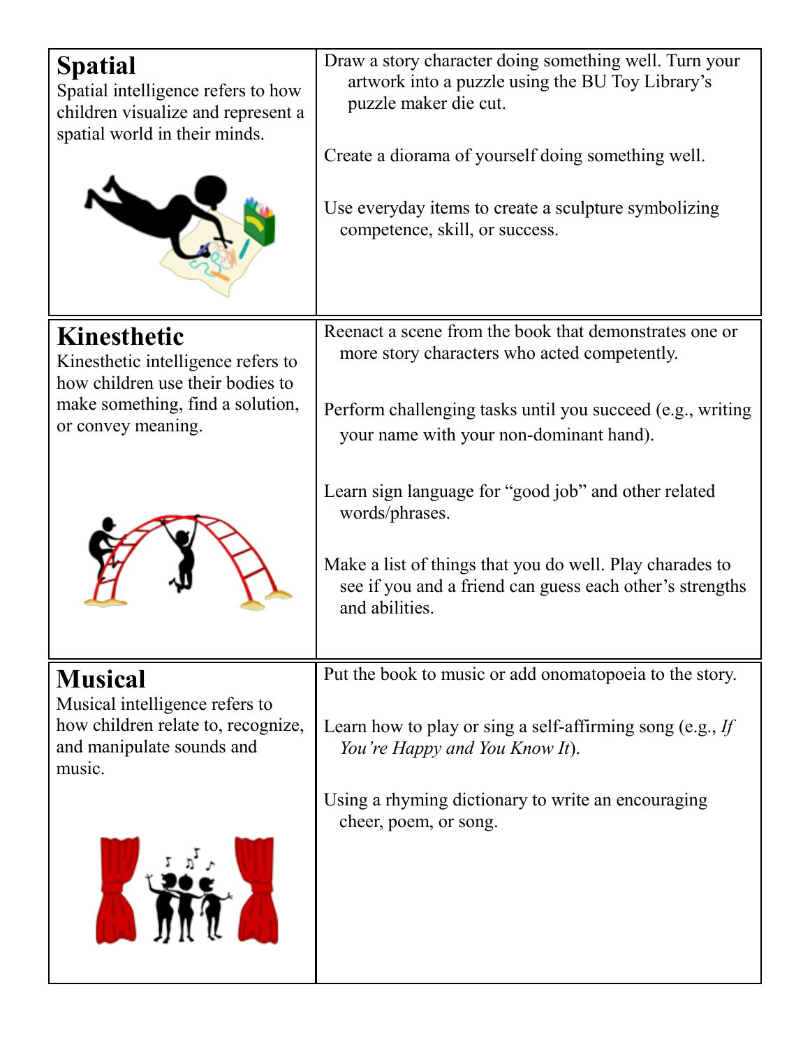| **Spatial**<br>Spatial intelligence refers to how children visualize and represent a spatial world in their minds. | Draw a story character doing something well. Turn your artwork into a puzzle using the BU Toy Library's puzzle maker die cut.<br><br>Create a diorama of yourself doing something well.<br><br>Use everyday items to create a sculpture symbolizing competence, skill, or success. |
|---|---|
| **Kinesthetic**<br>Kinesthetic intelligence refers to how children use their bodies to make something, find a solution, or convey meaning. | Reenact a scene from the book that demonstrates one or more story characters who acted competently.<br><br>Perform challenging tasks until you succeed (e.g., writing your name with your non-dominant hand).<br><br>Learn sign language for "good job" and other related words/phrases.<br><br>Make a list of things that you do well. Play charades to see if you and a friend can guess each other's strengths and abilities. |
| **Musical**<br>Musical intelligence refers to how children relate to, recognize, and manipulate sounds and music. | Put the book to music or add onomatopoeia to the story.<br><br>Learn how to play or sing a self-affirming song (e.g., *If You're Happy and You Know It*).<br><br>Using a rhyming dictionary to write an encouraging cheer, poem, or song. |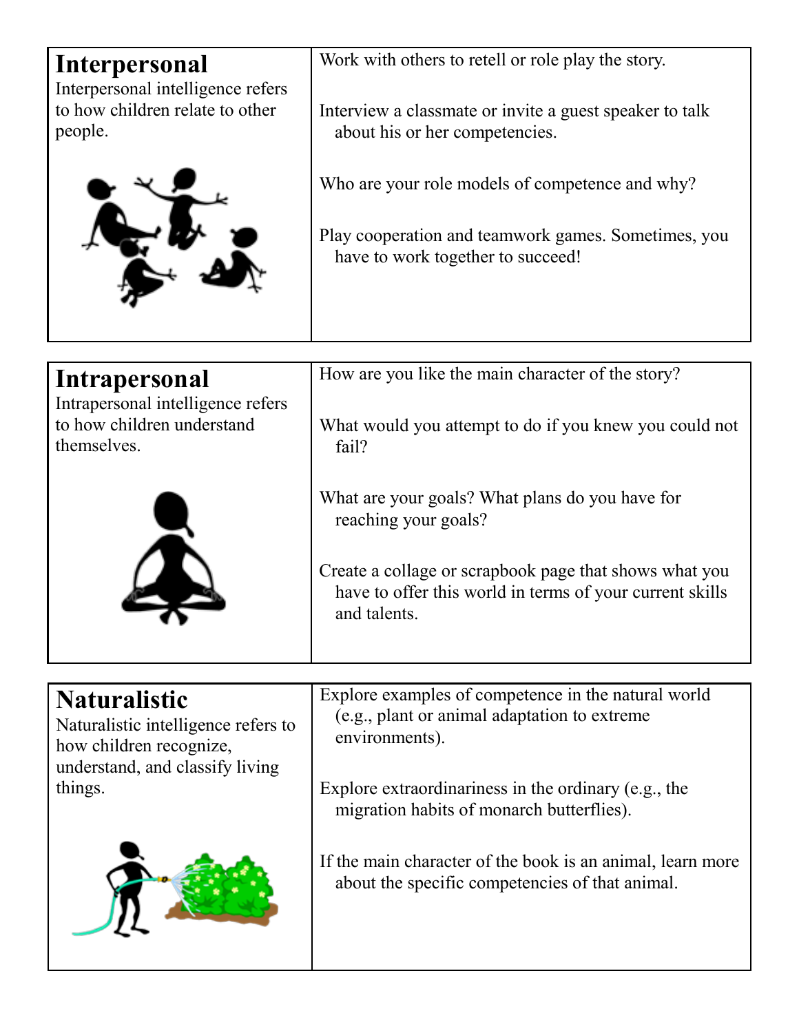| **Interpersonal**<br>Interpersonal intelligence refers to how children relate to other people. | Work with others to retell or role play the story.<br><br>Interview a classmate or invite a guest speaker to talk about his or her competencies.<br><br>Who are your role models of competence and why?<br><br>Play cooperation and teamwork games. Sometimes, you have to work together to succeed! |
|---|---|

| **Intrapersonal**<br>Intrapersonal intelligence refers to how children understand themselves. | How are you like the main character of the story?<br><br>What would you attempt to do if you knew you could not fail?<br><br>What are your goals? What plans do you have for reaching your goals?<br><br>Create a collage or scrapbook page that shows what you have to offer this world in terms of your current skills and talents. |
|---|---|

| **Naturalistic**<br>Naturalistic intelligence refers to how children recognize, understand, and classify living things. | Explore examples of competence in the natural world (e.g., plant or animal adaptation to extreme environments).<br><br>Explore extraordinariness in the ordinary (e.g., the migration habits of monarch butterflies).<br><br>If the main character of the book is an animal, learn more about the specific competencies of that animal. |
|---|---|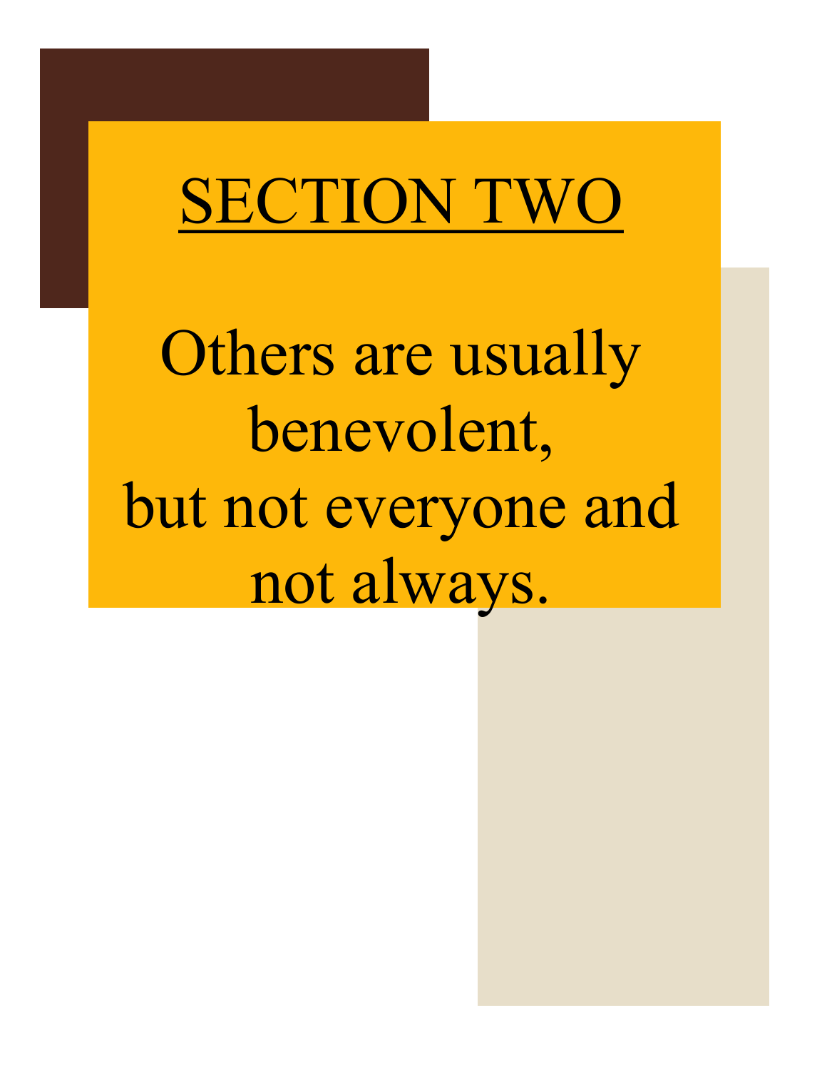# SECTION TWO

Others are usually benevolent,
but not everyone and not always.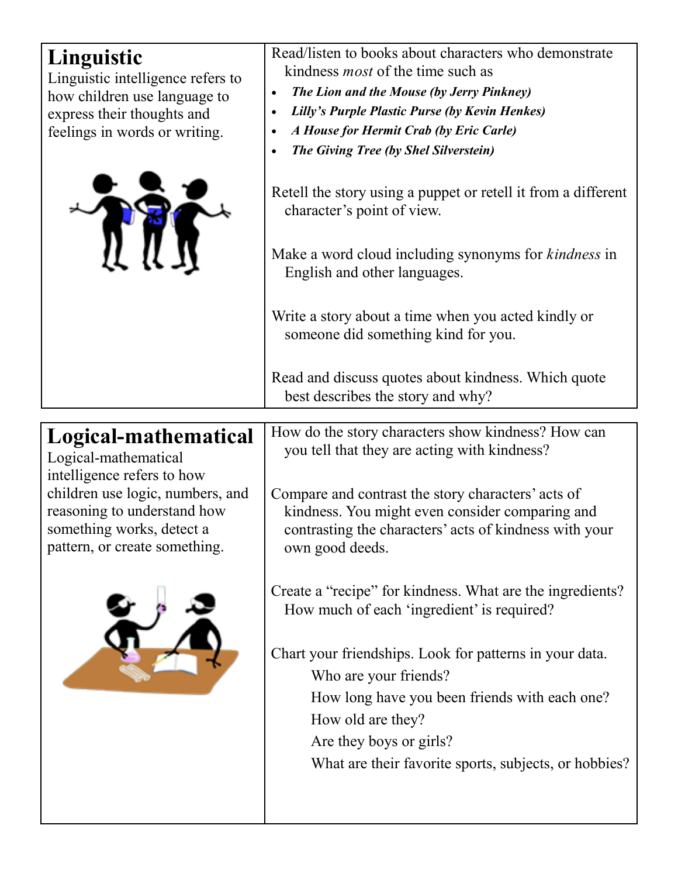## Linguistic

Linguistic intelligence refers to how children use language to express their thoughts and feelings in words or writing.

Read/listen to books about characters who demonstrate kindness *most* of the time such as

- ***The Lion and the Mouse (by Jerry Pinkney)***
- ***Lilly's Purple Plastic Purse (by Kevin Henkes)***
- ***A House for Hermit Crab (by Eric Carle)***
- ***The Giving Tree (by Shel Silverstein)***

Retell the story using a puppet or retell it from a different character's point of view.

Make a word cloud including synonyms for *kindness* in English and other languages.

Write a story about a time when you acted kindly or someone did something kind for you.

Read and discuss quotes about kindness. Which quote best describes the story and why?

## Logical-mathematical

Logical-mathematical intelligence refers to how children use logic, numbers, and reasoning to understand how something works, detect a pattern, or create something.

How do the story characters show kindness? How can you tell that they are acting with kindness?

Compare and contrast the story characters' acts of kindness. You might even consider comparing and contrasting the characters' acts of kindness with your own good deeds.

Create a "recipe" for kindness. What are the ingredients? How much of each 'ingredient' is required?

Chart your friendships. Look for patterns in your data.

- Who are your friends?
- How long have you been friends with each one?
- How old are they?
- Are they boys or girls?
- What are their favorite sports, subjects, or hobbies?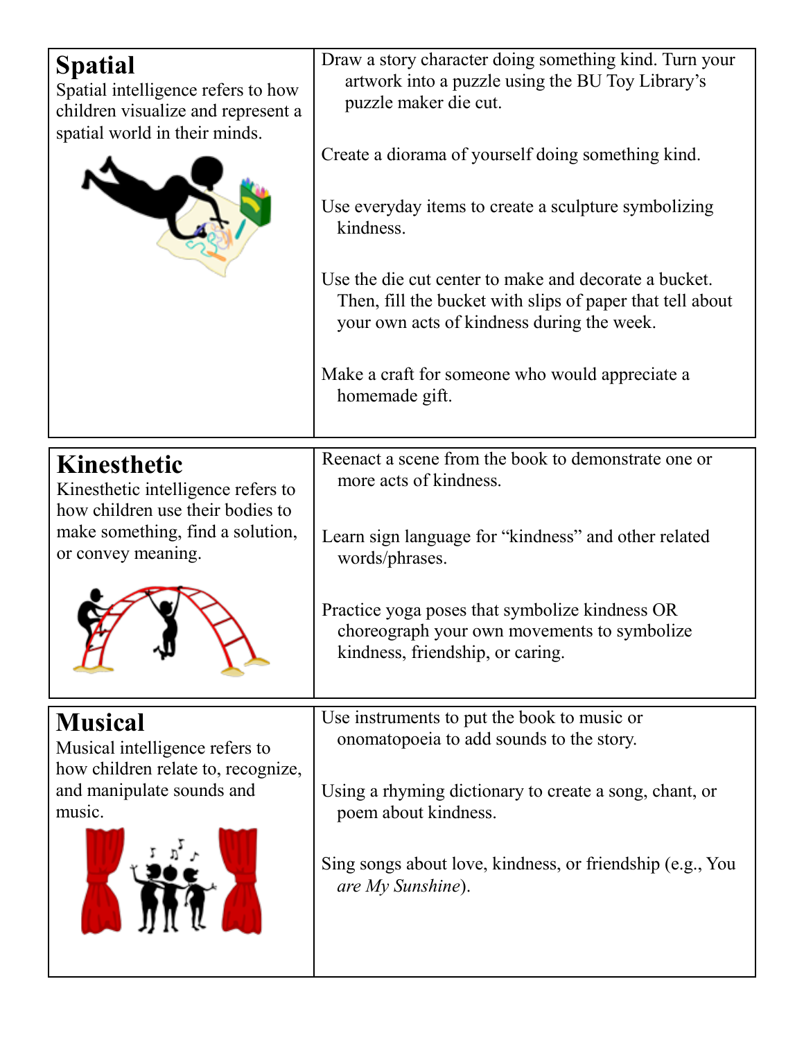| **Spatial**<br>Spatial intelligence refers to how children visualize and represent a spatial world in their minds. | Draw a story character doing something kind. Turn your artwork into a puzzle using the BU Toy Library's puzzle maker die cut.<br><br>Create a diorama of yourself doing something kind.<br><br>Use everyday items to create a sculpture symbolizing kindness.<br><br>Use the die cut center to make and decorate a bucket. Then, fill the bucket with slips of paper that tell about your own acts of kindness during the week.<br><br>Make a craft for someone who would appreciate a homemade gift. |
|---|---|
| **Kinesthetic**<br>Kinesthetic intelligence refers to how children use their bodies to make something, find a solution, or convey meaning. | Reenact a scene from the book to demonstrate one or more acts of kindness.<br><br>Learn sign language for "kindness" and other related words/phrases.<br><br>Practice yoga poses that symbolize kindness OR choreograph your own movements to symbolize kindness, friendship, or caring. |
| **Musical**<br>Musical intelligence refers to how children relate to, recognize, and manipulate sounds and music. | Use instruments to put the book to music or onomatopoeia to add sounds to the story.<br><br>Using a rhyming dictionary to create a song, chant, or poem about kindness.<br><br>Sing songs about love, kindness, or friendship (e.g., You *are My Sunshine*). |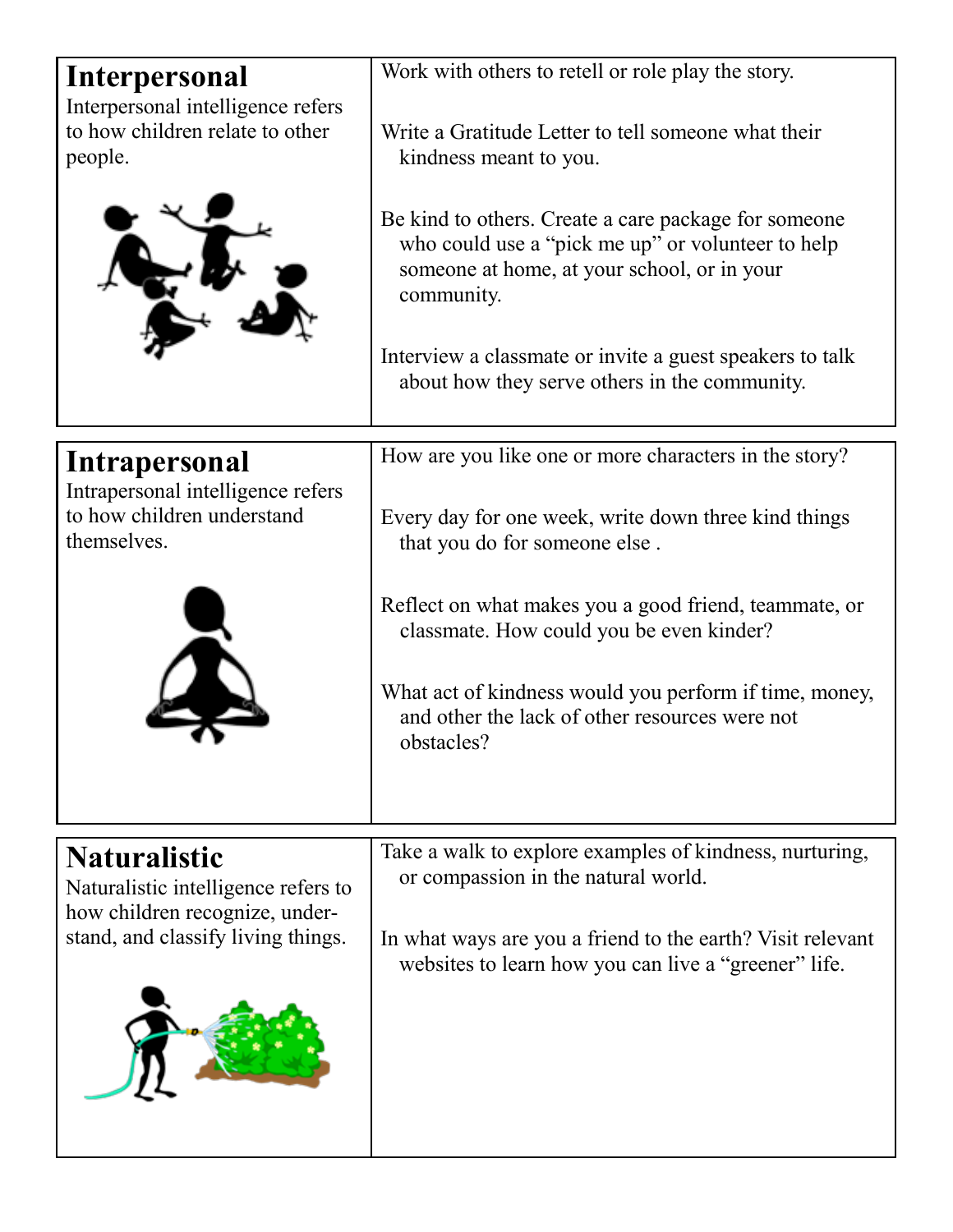| **Interpersonal**<br>Interpersonal intelligence refers to how children relate to other people. | Work with others to retell or role play the story.<br><br>Write a Gratitude Letter to tell someone what their kindness meant to you.<br><br>Be kind to others. Create a care package for someone who could use a "pick me up" or volunteer to help someone at home, at your school, or in your community.<br><br>Interview a classmate or invite a guest speakers to talk about how they serve others in the community. |
|---|---|
| **Intrapersonal**<br>Intrapersonal intelligence refers to how children understand themselves. | How are you like one or more characters in the story?<br><br>Every day for one week, write down three kind things that you do for someone else .<br><br>Reflect on what makes you a good friend, teammate, or classmate. How could you be even kinder?<br><br>What act of kindness would you perform if time, money, and other the lack of other resources were not obstacles? |
| **Naturalistic**<br>Naturalistic intelligence refers to how children recognize, understand, and classify living things. | Take a walk to explore examples of kindness, nurturing, or compassion in the natural world.<br><br>In what ways are you a friend to the earth? Visit relevant websites to learn how you can live a "greener" life. |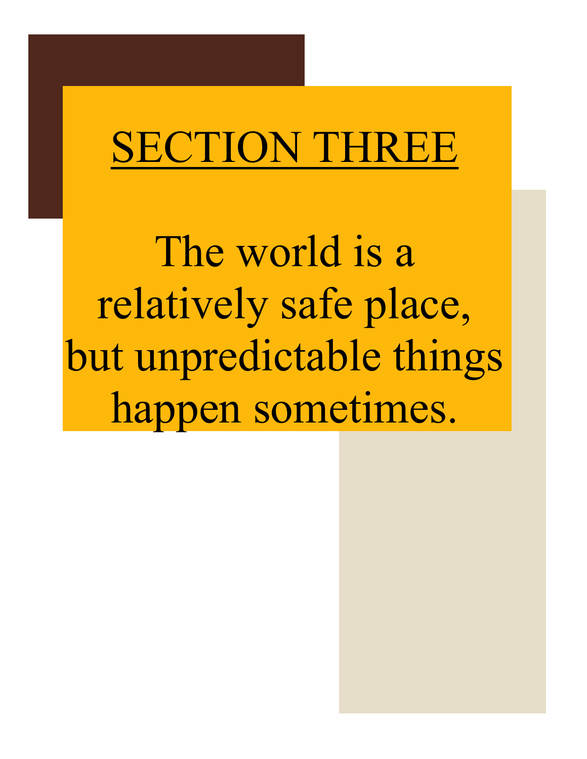# <u>SECTION THREE</u>

The world is a relatively safe place, but unpredictable things happen sometimes.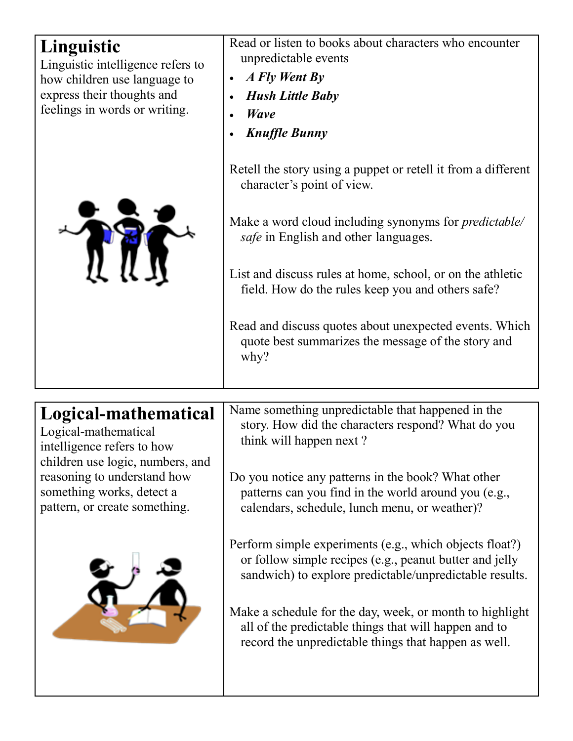| **Linguistic**<br>Linguistic intelligence refers to how children use language to express their thoughts and feelings in words or writing. | Read or listen to books about characters who encounter unpredictable events<br>• ***A Fly Went By***<br>• ***Hush Little Baby***<br>• ***Wave***<br>• ***Knuffle Bunny***<br><br>Retell the story using a puppet or retell it from a different character's point of view.<br><br>Make a word cloud including synonyms for *predictable/ safe* in English and other languages.<br><br>List and discuss rules at home, school, or on the athletic field. How do the rules keep you and others safe?<br><br>Read and discuss quotes about unexpected events. Which quote best summarizes the message of the story and why? |
| --- | --- |

| **Logical-mathematical**<br>Logical-mathematical intelligence refers to how children use logic, numbers, and reasoning to understand how something works, detect a pattern, or create something. | Name something unpredictable that happened in the story. How did the characters respond? What do you think will happen next ?<br><br>Do you notice any patterns in the book? What other patterns can you find in the world around you (e.g., calendars, schedule, lunch menu, or weather)?<br><br>Perform simple experiments (e.g., which objects float?) or follow simple recipes (e.g., peanut butter and jelly sandwich) to explore predictable/unpredictable results.<br><br>Make a schedule for the day, week, or month to highlight all of the predictable things that will happen and to record the unpredictable things that happen as well. |
| --- | --- |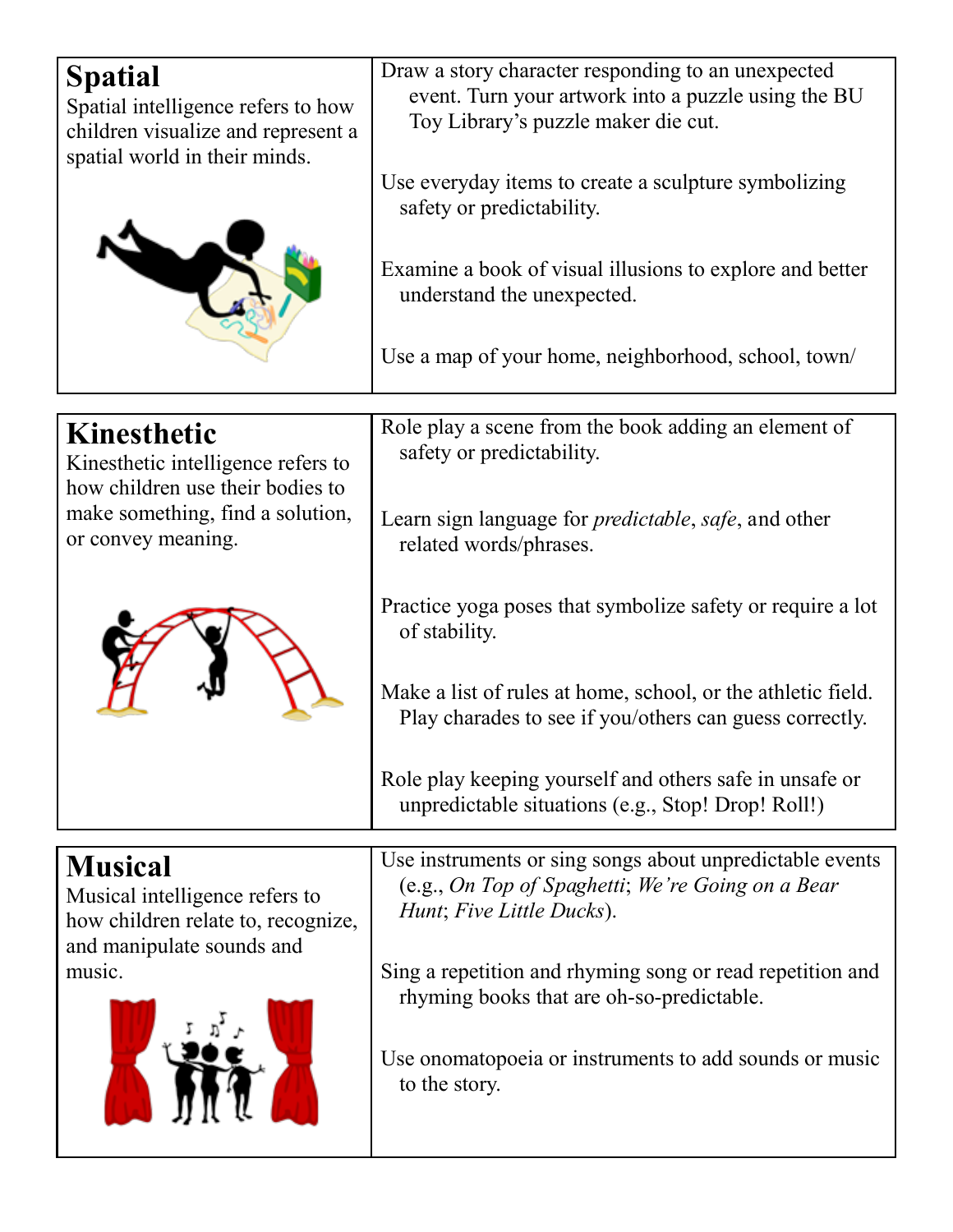| | |
|---|---|
| **Spatial**<br>Spatial intelligence refers to how children visualize and represent a spatial world in their minds. | Draw a story character responding to an unexpected event. Turn your artwork into a puzzle using the BU Toy Library's puzzle maker die cut.<br><br>Use everyday items to create a sculpture symbolizing safety or predictability.<br><br>Examine a book of visual illusions to explore and better understand the unexpected.<br><br>Use a map of your home, neighborhood, school, town/ |
| **Kinesthetic**<br>Kinesthetic intelligence refers to how children use their bodies to make something, find a solution, or convey meaning. | Role play a scene from the book adding an element of safety or predictability.<br><br>Learn sign language for *predictable*, *safe*, and other related words/phrases.<br><br>Practice yoga poses that symbolize safety or require a lot of stability.<br><br>Make a list of rules at home, school, or the athletic field. Play charades to see if you/others can guess correctly.<br><br>Role play keeping yourself and others safe in unsafe or unpredictable situations (e.g., Stop! Drop! Roll!) |
| **Musical**<br>Musical intelligence refers to how children relate to, recognize, and manipulate sounds and music. | Use instruments or sing songs about unpredictable events (e.g., *On Top of Spaghetti*; *We're Going on a Bear Hunt*; *Five Little Ducks*).<br><br>Sing a repetition and rhyming song or read repetition and rhyming books that are oh-so-predictable.<br><br>Use onomatopoeia or instruments to add sounds or music to the story. |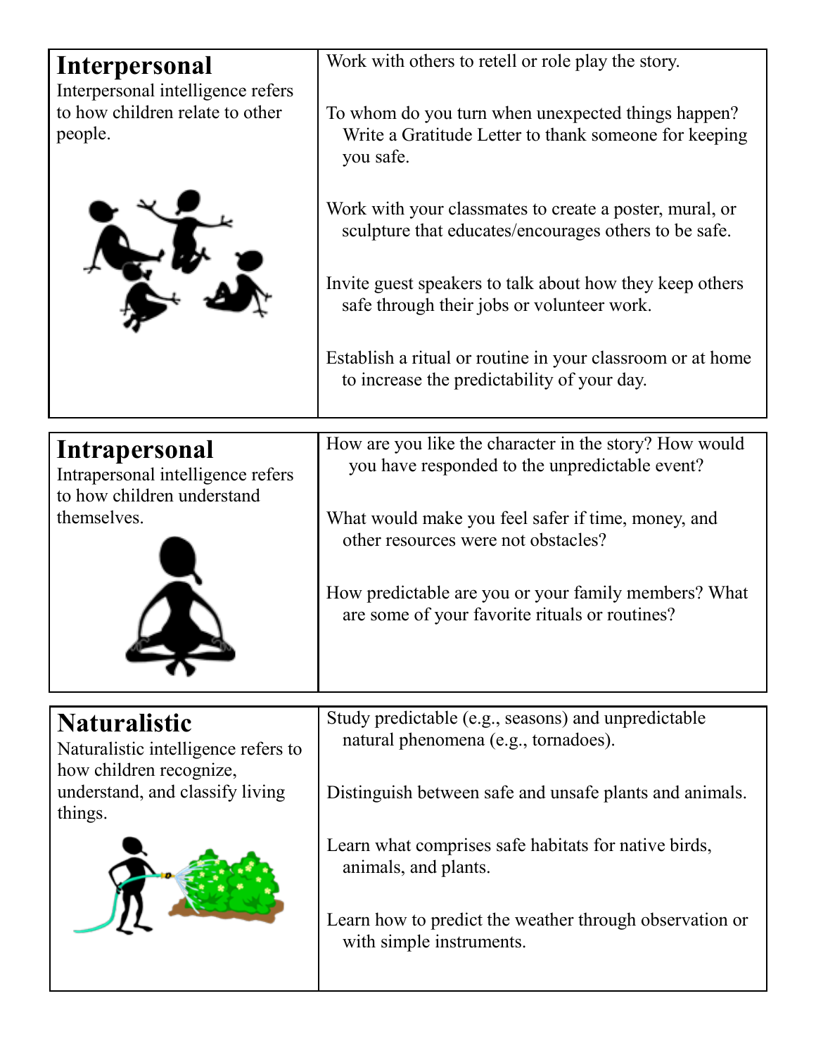| | |
|---|---|
| **Interpersonal**<br>Interpersonal intelligence refers to how children relate to other people. | Work with others to retell or role play the story.<br><br>To whom do you turn when unexpected things happen? Write a Gratitude Letter to thank someone for keeping you safe.<br><br>Work with your classmates to create a poster, mural, or sculpture that educates/encourages others to be safe.<br><br>Invite guest speakers to talk about how they keep others safe through their jobs or volunteer work.<br><br>Establish a ritual or routine in your classroom or at home to increase the predictability of your day. |

| | |
|---|---|
| **Intrapersonal**<br>Intrapersonal intelligence refers to how children understand themselves. | How are you like the character in the story? How would you have responded to the unpredictable event?<br><br>What would make you feel safer if time, money, and other resources were not obstacles?<br><br>How predictable are you or your family members? What are some of your favorite rituals or routines? |

| | |
|---|---|
| **Naturalistic**<br>Naturalistic intelligence refers to how children recognize, understand, and classify living things. | Study predictable (e.g., seasons) and unpredictable natural phenomena (e.g., tornadoes).<br><br>Distinguish between safe and unsafe plants and animals.<br><br>Learn what comprises safe habitats for native birds, animals, and plants.<br><br>Learn how to predict the weather through observation or with simple instruments. |